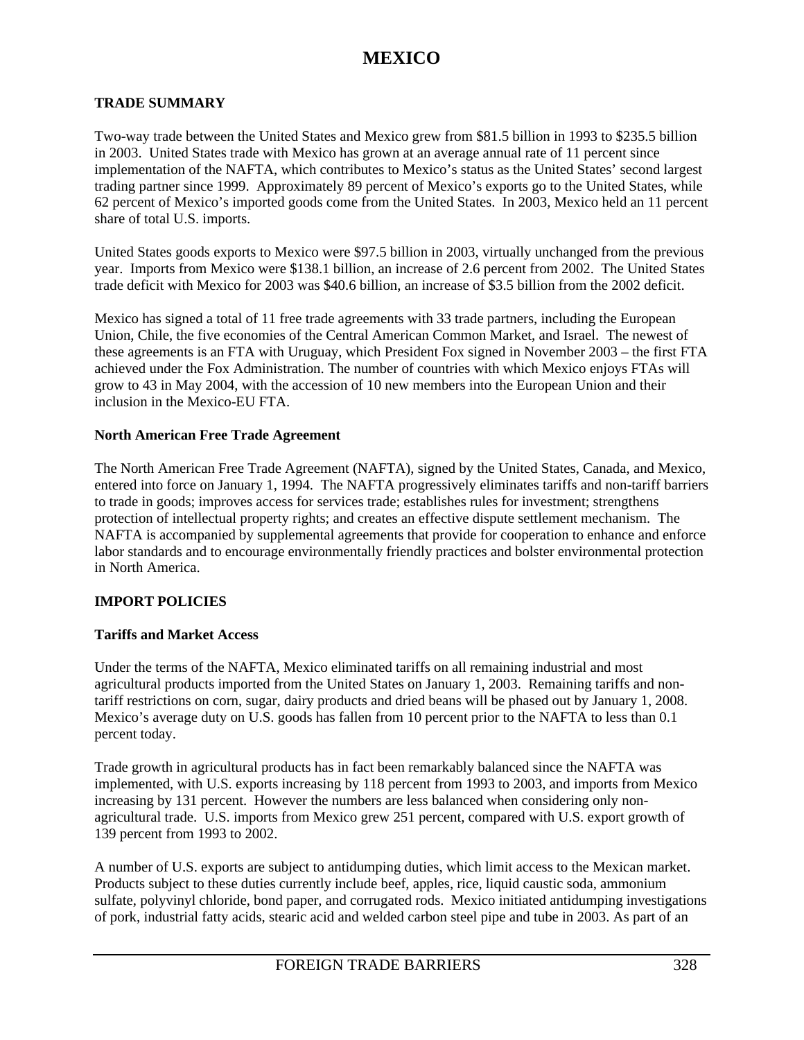# MEXICO

## TRADE SUMMARY

Two-way trade between the United States and Mexico grew from $81.5 billion in 1993 to $235.5 billion in 2003. United States trade with Mexico has grown at an average annual rate of 11 percent since implementation of the NAFTA, which contributes to Mexico's status as the United States' second largest trading partner since 1999. Approximately 89 percent of Mexico's exports go to the United States, while 62 percent of Mexico's imported goods come from the United States. In 2003, Mexico held an 11 percent share of total U.S. imports.

United States goods exports to Mexico were $97.5 billion in 2003, virtually unchanged from the previous year. Imports from Mexico were $138.1 billion, an increase of 2.6 percent from 2002. The United States trade deficit with Mexico for 2003 was $40.6 billion, an increase of $3.5 billion from the 2002 deficit.

Mexico has signed a total of 11 free trade agreements with 33 trade partners, including the European Union, Chile, the five economies of the Central American Common Market, and Israel. The newest of these agreements is an FTA with Uruguay, which President Fox signed in November 2003 – the first FTA achieved under the Fox Administration. The number of countries with which Mexico enjoys FTAs will grow to 43 in May 2004, with the accession of 10 new members into the European Union and their inclusion in the Mexico-EU FTA.

### North American Free Trade Agreement

The North American Free Trade Agreement (NAFTA), signed by the United States, Canada, and Mexico, entered into force on January 1, 1994. The NAFTA progressively eliminates tariffs and non-tariff barriers to trade in goods; improves access for services trade; establishes rules for investment; strengthens protection of intellectual property rights; and creates an effective dispute settlement mechanism. The NAFTA is accompanied by supplemental agreements that provide for cooperation to enhance and enforce labor standards and to encourage environmentally friendly practices and bolster environmental protection in North America.

## IMPORT POLICIES

### Tariffs and Market Access

Under the terms of the NAFTA, Mexico eliminated tariffs on all remaining industrial and most agricultural products imported from the United States on January 1, 2003. Remaining tariffs and non-tariff restrictions on corn, sugar, dairy products and dried beans will be phased out by January 1, 2008. Mexico's average duty on U.S. goods has fallen from 10 percent prior to the NAFTA to less than 0.1 percent today.

Trade growth in agricultural products has in fact been remarkably balanced since the NAFTA was implemented, with U.S. exports increasing by 118 percent from 1993 to 2003, and imports from Mexico increasing by 131 percent. However the numbers are less balanced when considering only non-agricultural trade. U.S. imports from Mexico grew 251 percent, compared with U.S. export growth of 139 percent from 1993 to 2002.

A number of U.S. exports are subject to antidumping duties, which limit access to the Mexican market. Products subject to these duties currently include beef, apples, rice, liquid caustic soda, ammonium sulfate, polyvinyl chloride, bond paper, and corrugated rods. Mexico initiated antidumping investigations of pork, industrial fatty acids, stearic acid and welded carbon steel pipe and tube in 2003. As part of an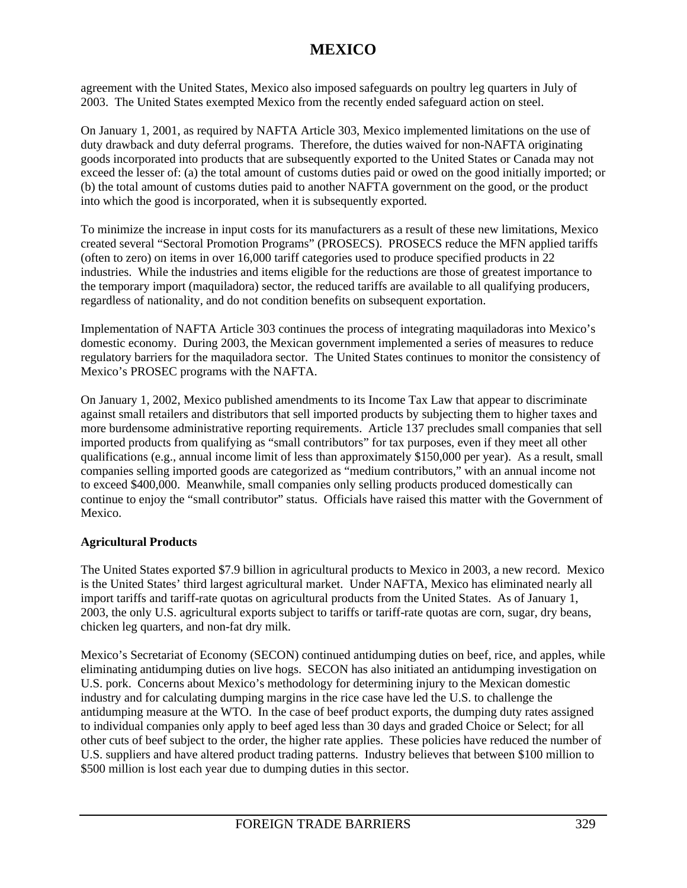agreement with the United States, Mexico also imposed safeguards on poultry leg quarters in July of 2003. The United States exempted Mexico from the recently ended safeguard action on steel.

On January 1, 2001, as required by NAFTA Article 303, Mexico implemented limitations on the use of duty drawback and duty deferral programs. Therefore, the duties waived for non-NAFTA originating goods incorporated into products that are subsequently exported to the United States or Canada may not exceed the lesser of: (a) the total amount of customs duties paid or owed on the good initially imported; or (b) the total amount of customs duties paid to another NAFTA government on the good, or the product into which the good is incorporated, when it is subsequently exported.

To minimize the increase in input costs for its manufacturers as a result of these new limitations, Mexico created several "Sectoral Promotion Programs" (PROSECS). PROSECS reduce the MFN applied tariffs (often to zero) on items in over 16,000 tariff categories used to produce specified products in 22 industries. While the industries and items eligible for the reductions are those of greatest importance to the temporary import (maquiladora) sector, the reduced tariffs are available to all qualifying producers, regardless of nationality, and do not condition benefits on subsequent exportation.

Implementation of NAFTA Article 303 continues the process of integrating maquiladoras into Mexico's domestic economy. During 2003, the Mexican government implemented a series of measures to reduce regulatory barriers for the maquiladora sector. The United States continues to monitor the consistency of Mexico's PROSEC programs with the NAFTA.

On January 1, 2002, Mexico published amendments to its Income Tax Law that appear to discriminate against small retailers and distributors that sell imported products by subjecting them to higher taxes and more burdensome administrative reporting requirements. Article 137 precludes small companies that sell imported products from qualifying as "small contributors" for tax purposes, even if they meet all other qualifications (e.g., annual income limit of less than approximately $150,000 per year). As a result, small companies selling imported goods are categorized as "medium contributors," with an annual income not to exceed $400,000. Meanwhile, small companies only selling products produced domestically can continue to enjoy the "small contributor" status. Officials have raised this matter with the Government of Mexico.

**Agricultural Products**

The United States exported $7.9 billion in agricultural products to Mexico in 2003, a new record. Mexico is the United States' third largest agricultural market. Under NAFTA, Mexico has eliminated nearly all import tariffs and tariff-rate quotas on agricultural products from the United States. As of January 1, 2003, the only U.S. agricultural exports subject to tariffs or tariff-rate quotas are corn, sugar, dry beans, chicken leg quarters, and non-fat dry milk.

Mexico's Secretariat of Economy (SECON) continued antidumping duties on beef, rice, and apples, while eliminating antidumping duties on live hogs. SECON has also initiated an antidumping investigation on U.S. pork. Concerns about Mexico's methodology for determining injury to the Mexican domestic industry and for calculating dumping margins in the rice case have led the U.S. to challenge the antidumping measure at the WTO. In the case of beef product exports, the dumping duty rates assigned to individual companies only apply to beef aged less than 30 days and graded Choice or Select; for all other cuts of beef subject to the order, the higher rate applies. These policies have reduced the number of U.S. suppliers and have altered product trading patterns. Industry believes that between $100 million to $500 million is lost each year due to dumping duties in this sector.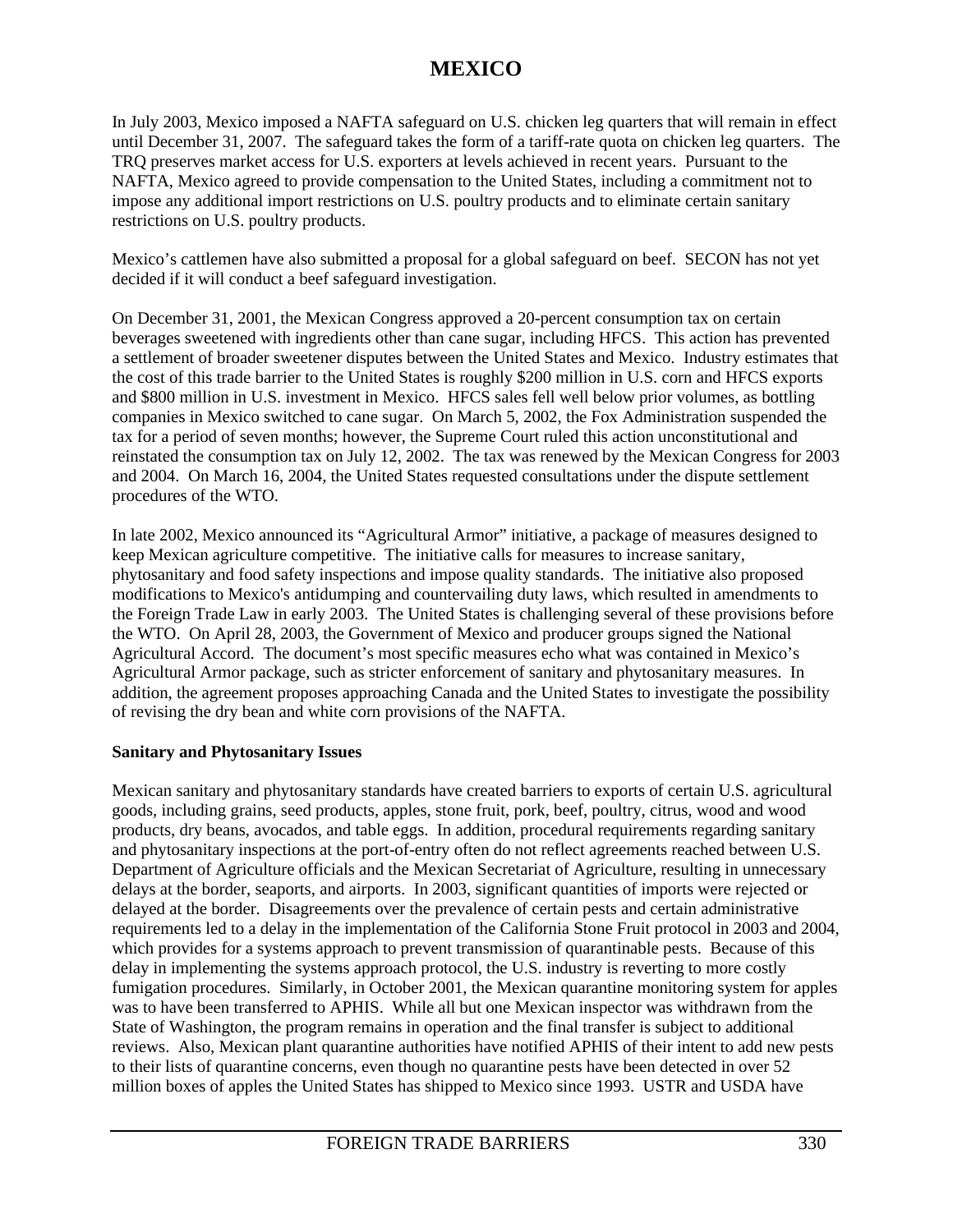In July 2003, Mexico imposed a NAFTA safeguard on U.S. chicken leg quarters that will remain in effect until December 31, 2007. The safeguard takes the form of a tariff-rate quota on chicken leg quarters. The TRQ preserves market access for U.S. exporters at levels achieved in recent years. Pursuant to the NAFTA, Mexico agreed to provide compensation to the United States, including a commitment not to impose any additional import restrictions on U.S. poultry products and to eliminate certain sanitary restrictions on U.S. poultry products.

Mexico's cattlemen have also submitted a proposal for a global safeguard on beef. SECON has not yet decided if it will conduct a beef safeguard investigation.

On December 31, 2001, the Mexican Congress approved a 20-percent consumption tax on certain beverages sweetened with ingredients other than cane sugar, including HFCS. This action has prevented a settlement of broader sweetener disputes between the United States and Mexico. Industry estimates that the cost of this trade barrier to the United States is roughly $200 million in U.S. corn and HFCS exports and $800 million in U.S. investment in Mexico. HFCS sales fell well below prior volumes, as bottling companies in Mexico switched to cane sugar. On March 5, 2002, the Fox Administration suspended the tax for a period of seven months; however, the Supreme Court ruled this action unconstitutional and reinstated the consumption tax on July 12, 2002. The tax was renewed by the Mexican Congress for 2003 and 2004. On March 16, 2004, the United States requested consultations under the dispute settlement procedures of the WTO.

In late 2002, Mexico announced its "Agricultural Armor" initiative, a package of measures designed to keep Mexican agriculture competitive. The initiative calls for measures to increase sanitary, phytosanitary and food safety inspections and impose quality standards. The initiative also proposed modifications to Mexico's antidumping and countervailing duty laws, which resulted in amendments to the Foreign Trade Law in early 2003. The United States is challenging several of these provisions before the WTO. On April 28, 2003, the Government of Mexico and producer groups signed the National Agricultural Accord. The document's most specific measures echo what was contained in Mexico's Agricultural Armor package, such as stricter enforcement of sanitary and phytosanitary measures. In addition, the agreement proposes approaching Canada and the United States to investigate the possibility of revising the dry bean and white corn provisions of the NAFTA.

**Sanitary and Phytosanitary Issues**

Mexican sanitary and phytosanitary standards have created barriers to exports of certain U.S. agricultural goods, including grains, seed products, apples, stone fruit, pork, beef, poultry, citrus, wood and wood products, dry beans, avocados, and table eggs. In addition, procedural requirements regarding sanitary and phytosanitary inspections at the port-of-entry often do not reflect agreements reached between U.S. Department of Agriculture officials and the Mexican Secretariat of Agriculture, resulting in unnecessary delays at the border, seaports, and airports. In 2003, significant quantities of imports were rejected or delayed at the border. Disagreements over the prevalence of certain pests and certain administrative requirements led to a delay in the implementation of the California Stone Fruit protocol in 2003 and 2004, which provides for a systems approach to prevent transmission of quarantinable pests. Because of this delay in implementing the systems approach protocol, the U.S. industry is reverting to more costly fumigation procedures. Similarly, in October 2001, the Mexican quarantine monitoring system for apples was to have been transferred to APHIS. While all but one Mexican inspector was withdrawn from the State of Washington, the program remains in operation and the final transfer is subject to additional reviews. Also, Mexican plant quarantine authorities have notified APHIS of their intent to add new pests to their lists of quarantine concerns, even though no quarantine pests have been detected in over 52 million boxes of apples the United States has shipped to Mexico since 1993. USTR and USDA have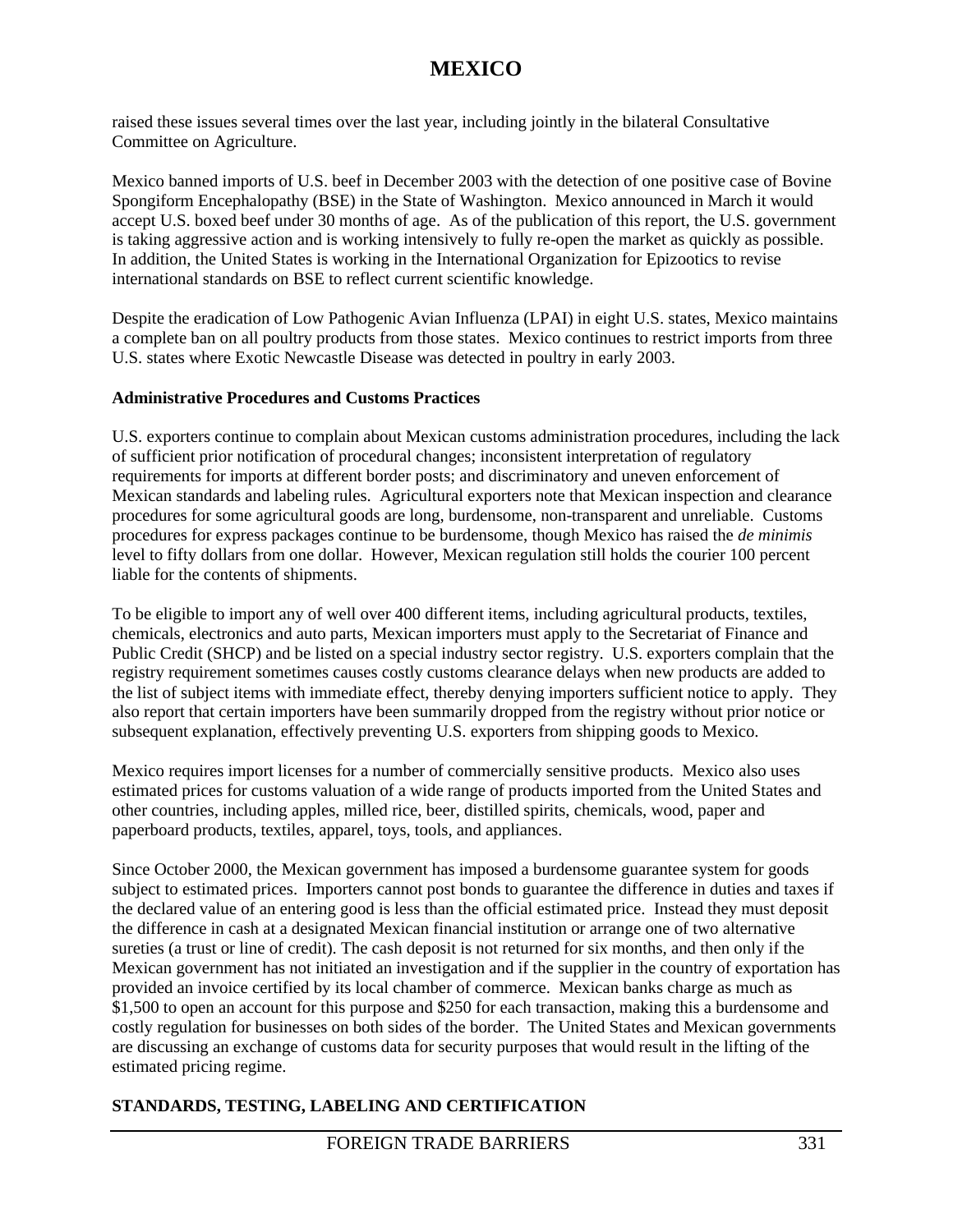raised these issues several times over the last year, including jointly in the bilateral Consultative Committee on Agriculture.

Mexico banned imports of U.S. beef in December 2003 with the detection of one positive case of Bovine Spongiform Encephalopathy (BSE) in the State of Washington. Mexico announced in March it would accept U.S. boxed beef under 30 months of age. As of the publication of this report, the U.S. government is taking aggressive action and is working intensively to fully re-open the market as quickly as possible. In addition, the United States is working in the International Organization for Epizootics to revise international standards on BSE to reflect current scientific knowledge.

Despite the eradication of Low Pathogenic Avian Influenza (LPAI) in eight U.S. states, Mexico maintains a complete ban on all poultry products from those states. Mexico continues to restrict imports from three U.S. states where Exotic Newcastle Disease was detected in poultry in early 2003.

**Administrative Procedures and Customs Practices**

U.S. exporters continue to complain about Mexican customs administration procedures, including the lack of sufficient prior notification of procedural changes; inconsistent interpretation of regulatory requirements for imports at different border posts; and discriminatory and uneven enforcement of Mexican standards and labeling rules. Agricultural exporters note that Mexican inspection and clearance procedures for some agricultural goods are long, burdensome, non-transparent and unreliable. Customs procedures for express packages continue to be burdensome, though Mexico has raised the *de minimis* level to fifty dollars from one dollar. However, Mexican regulation still holds the courier 100 percent liable for the contents of shipments.

To be eligible to import any of well over 400 different items, including agricultural products, textiles, chemicals, electronics and auto parts, Mexican importers must apply to the Secretariat of Finance and Public Credit (SHCP) and be listed on a special industry sector registry. U.S. exporters complain that the registry requirement sometimes causes costly customs clearance delays when new products are added to the list of subject items with immediate effect, thereby denying importers sufficient notice to apply. They also report that certain importers have been summarily dropped from the registry without prior notice or subsequent explanation, effectively preventing U.S. exporters from shipping goods to Mexico.

Mexico requires import licenses for a number of commercially sensitive products. Mexico also uses estimated prices for customs valuation of a wide range of products imported from the United States and other countries, including apples, milled rice, beer, distilled spirits, chemicals, wood, paper and paperboard products, textiles, apparel, toys, tools, and appliances.

Since October 2000, the Mexican government has imposed a burdensome guarantee system for goods subject to estimated prices. Importers cannot post bonds to guarantee the difference in duties and taxes if the declared value of an entering good is less than the official estimated price. Instead they must deposit the difference in cash at a designated Mexican financial institution or arrange one of two alternative sureties (a trust or line of credit). The cash deposit is not returned for six months, and then only if the Mexican government has not initiated an investigation and if the supplier in the country of exportation has provided an invoice certified by its local chamber of commerce. Mexican banks charge as much as $1,500 to open an account for this purpose and $250 for each transaction, making this a burdensome and costly regulation for businesses on both sides of the border. The United States and Mexican governments are discussing an exchange of customs data for security purposes that would result in the lifting of the estimated pricing regime.

**STANDARDS, TESTING, LABELING AND CERTIFICATION**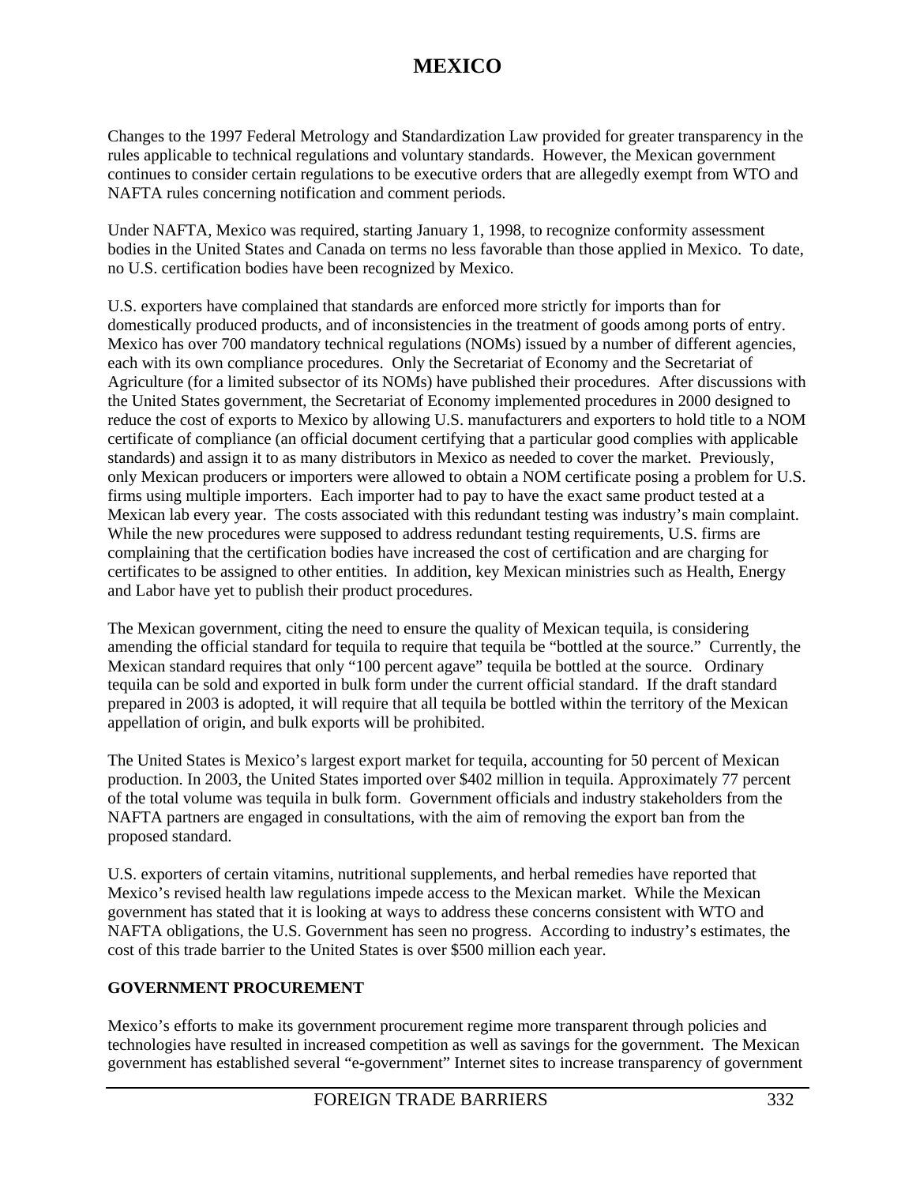Changes to the 1997 Federal Metrology and Standardization Law provided for greater transparency in the rules applicable to technical regulations and voluntary standards. However, the Mexican government continues to consider certain regulations to be executive orders that are allegedly exempt from WTO and NAFTA rules concerning notification and comment periods.

Under NAFTA, Mexico was required, starting January 1, 1998, to recognize conformity assessment bodies in the United States and Canada on terms no less favorable than those applied in Mexico. To date, no U.S. certification bodies have been recognized by Mexico.

U.S. exporters have complained that standards are enforced more strictly for imports than for domestically produced products, and of inconsistencies in the treatment of goods among ports of entry. Mexico has over 700 mandatory technical regulations (NOMs) issued by a number of different agencies, each with its own compliance procedures. Only the Secretariat of Economy and the Secretariat of Agriculture (for a limited subsector of its NOMs) have published their procedures. After discussions with the United States government, the Secretariat of Economy implemented procedures in 2000 designed to reduce the cost of exports to Mexico by allowing U.S. manufacturers and exporters to hold title to a NOM certificate of compliance (an official document certifying that a particular good complies with applicable standards) and assign it to as many distributors in Mexico as needed to cover the market. Previously, only Mexican producers or importers were allowed to obtain a NOM certificate posing a problem for U.S. firms using multiple importers. Each importer had to pay to have the exact same product tested at a Mexican lab every year. The costs associated with this redundant testing was industry's main complaint. While the new procedures were supposed to address redundant testing requirements, U.S. firms are complaining that the certification bodies have increased the cost of certification and are charging for certificates to be assigned to other entities. In addition, key Mexican ministries such as Health, Energy and Labor have yet to publish their product procedures.

The Mexican government, citing the need to ensure the quality of Mexican tequila, is considering amending the official standard for tequila to require that tequila be "bottled at the source." Currently, the Mexican standard requires that only "100 percent agave" tequila be bottled at the source. Ordinary tequila can be sold and exported in bulk form under the current official standard. If the draft standard prepared in 2003 is adopted, it will require that all tequila be bottled within the territory of the Mexican appellation of origin, and bulk exports will be prohibited.

The United States is Mexico's largest export market for tequila, accounting for 50 percent of Mexican production. In 2003, the United States imported over $402 million in tequila. Approximately 77 percent of the total volume was tequila in bulk form. Government officials and industry stakeholders from the NAFTA partners are engaged in consultations, with the aim of removing the export ban from the proposed standard.

U.S. exporters of certain vitamins, nutritional supplements, and herbal remedies have reported that Mexico's revised health law regulations impede access to the Mexican market. While the Mexican government has stated that it is looking at ways to address these concerns consistent with WTO and NAFTA obligations, the U.S. Government has seen no progress. According to industry's estimates, the cost of this trade barrier to the United States is over $500 million each year.

## GOVERNMENT PROCUREMENT

Mexico's efforts to make its government procurement regime more transparent through policies and technologies have resulted in increased competition as well as savings for the government. The Mexican government has established several "e-government" Internet sites to increase transparency of government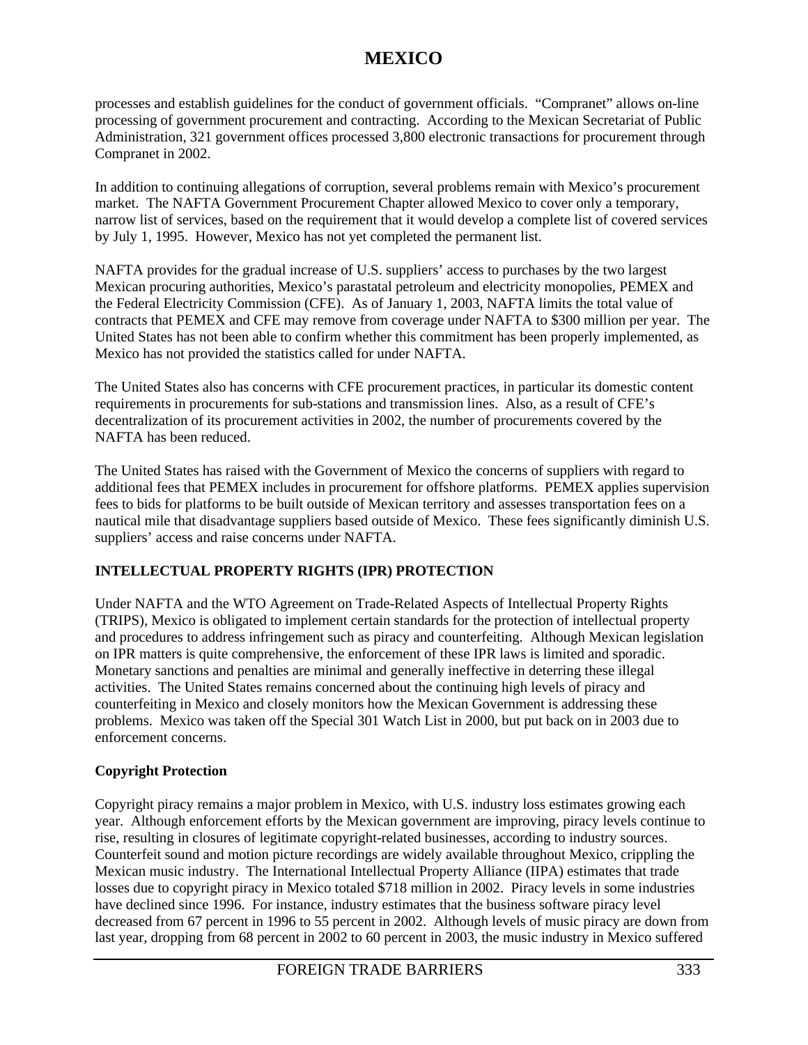processes and establish guidelines for the conduct of government officials. "Compranet" allows on-line processing of government procurement and contracting. According to the Mexican Secretariat of Public Administration, 321 government offices processed 3,800 electronic transactions for procurement through Compranet in 2002.

In addition to continuing allegations of corruption, several problems remain with Mexico's procurement market. The NAFTA Government Procurement Chapter allowed Mexico to cover only a temporary, narrow list of services, based on the requirement that it would develop a complete list of covered services by July 1, 1995. However, Mexico has not yet completed the permanent list.

NAFTA provides for the gradual increase of U.S. suppliers' access to purchases by the two largest Mexican procuring authorities, Mexico's parastatal petroleum and electricity monopolies, PEMEX and the Federal Electricity Commission (CFE). As of January 1, 2003, NAFTA limits the total value of contracts that PEMEX and CFE may remove from coverage under NAFTA to $300 million per year. The United States has not been able to confirm whether this commitment has been properly implemented, as Mexico has not provided the statistics called for under NAFTA.

The United States also has concerns with CFE procurement practices, in particular its domestic content requirements in procurements for sub-stations and transmission lines. Also, as a result of CFE's decentralization of its procurement activities in 2002, the number of procurements covered by the NAFTA has been reduced.

The United States has raised with the Government of Mexico the concerns of suppliers with regard to additional fees that PEMEX includes in procurement for offshore platforms. PEMEX applies supervision fees to bids for platforms to be built outside of Mexican territory and assesses transportation fees on a nautical mile that disadvantage suppliers based outside of Mexico. These fees significantly diminish U.S. suppliers' access and raise concerns under NAFTA.

## INTELLECTUAL PROPERTY RIGHTS (IPR) PROTECTION

Under NAFTA and the WTO Agreement on Trade-Related Aspects of Intellectual Property Rights (TRIPS), Mexico is obligated to implement certain standards for the protection of intellectual property and procedures to address infringement such as piracy and counterfeiting. Although Mexican legislation on IPR matters is quite comprehensive, the enforcement of these IPR laws is limited and sporadic. Monetary sanctions and penalties are minimal and generally ineffective in deterring these illegal activities. The United States remains concerned about the continuing high levels of piracy and counterfeiting in Mexico and closely monitors how the Mexican Government is addressing these problems. Mexico was taken off the Special 301 Watch List in 2000, but put back on in 2003 due to enforcement concerns.

### Copyright Protection

Copyright piracy remains a major problem in Mexico, with U.S. industry loss estimates growing each year. Although enforcement efforts by the Mexican government are improving, piracy levels continue to rise, resulting in closures of legitimate copyright-related businesses, according to industry sources. Counterfeit sound and motion picture recordings are widely available throughout Mexico, crippling the Mexican music industry. The International Intellectual Property Alliance (IIPA) estimates that trade losses due to copyright piracy in Mexico totaled $718 million in 2002. Piracy levels in some industries have declined since 1996. For instance, industry estimates that the business software piracy level decreased from 67 percent in 1996 to 55 percent in 2002. Although levels of music piracy are down from last year, dropping from 68 percent in 2002 to 60 percent in 2003, the music industry in Mexico suffered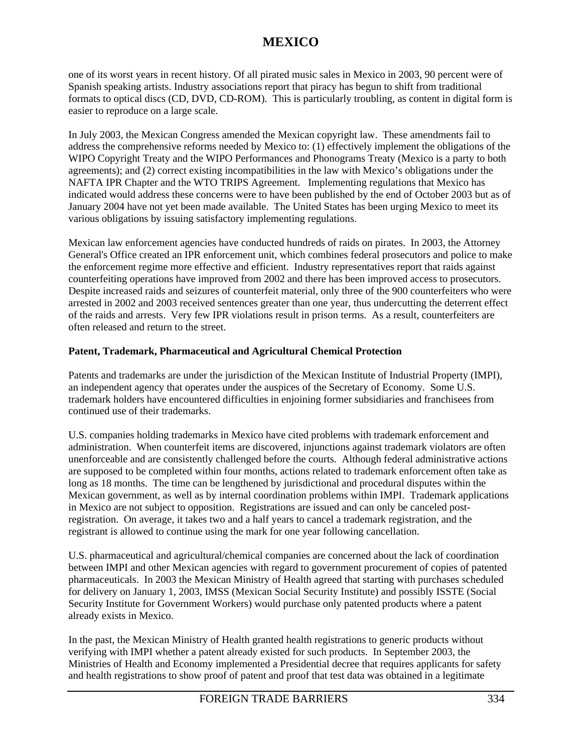one of its worst years in recent history. Of all pirated music sales in Mexico in 2003, 90 percent were of Spanish speaking artists. Industry associations report that piracy has begun to shift from traditional formats to optical discs (CD, DVD, CD-ROM). This is particularly troubling, as content in digital form is easier to reproduce on a large scale.

In July 2003, the Mexican Congress amended the Mexican copyright law. These amendments fail to address the comprehensive reforms needed by Mexico to: (1) effectively implement the obligations of the WIPO Copyright Treaty and the WIPO Performances and Phonograms Treaty (Mexico is a party to both agreements); and (2) correct existing incompatibilities in the law with Mexico's obligations under the NAFTA IPR Chapter and the WTO TRIPS Agreement. Implementing regulations that Mexico has indicated would address these concerns were to have been published by the end of October 2003 but as of January 2004 have not yet been made available. The United States has been urging Mexico to meet its various obligations by issuing satisfactory implementing regulations.

Mexican law enforcement agencies have conducted hundreds of raids on pirates. In 2003, the Attorney General's Office created an IPR enforcement unit, which combines federal prosecutors and police to make the enforcement regime more effective and efficient. Industry representatives report that raids against counterfeiting operations have improved from 2002 and there has been improved access to prosecutors. Despite increased raids and seizures of counterfeit material, only three of the 900 counterfeiters who were arrested in 2002 and 2003 received sentences greater than one year, thus undercutting the deterrent effect of the raids and arrests. Very few IPR violations result in prison terms. As a result, counterfeiters are often released and return to the street.

**Patent, Trademark, Pharmaceutical and Agricultural Chemical Protection**

Patents and trademarks are under the jurisdiction of the Mexican Institute of Industrial Property (IMPI), an independent agency that operates under the auspices of the Secretary of Economy. Some U.S. trademark holders have encountered difficulties in enjoining former subsidiaries and franchisees from continued use of their trademarks.

U.S. companies holding trademarks in Mexico have cited problems with trademark enforcement and administration. When counterfeit items are discovered, injunctions against trademark violators are often unenforceable and are consistently challenged before the courts. Although federal administrative actions are supposed to be completed within four months, actions related to trademark enforcement often take as long as 18 months. The time can be lengthened by jurisdictional and procedural disputes within the Mexican government, as well as by internal coordination problems within IMPI. Trademark applications in Mexico are not subject to opposition. Registrations are issued and can only be canceled post-registration. On average, it takes two and a half years to cancel a trademark registration, and the registrant is allowed to continue using the mark for one year following cancellation.

U.S. pharmaceutical and agricultural/chemical companies are concerned about the lack of coordination between IMPI and other Mexican agencies with regard to government procurement of copies of patented pharmaceuticals. In 2003 the Mexican Ministry of Health agreed that starting with purchases scheduled for delivery on January 1, 2003, IMSS (Mexican Social Security Institute) and possibly ISSTE (Social Security Institute for Government Workers) would purchase only patented products where a patent already exists in Mexico.

In the past, the Mexican Ministry of Health granted health registrations to generic products without verifying with IMPI whether a patent already existed for such products. In September 2003, the Ministries of Health and Economy implemented a Presidential decree that requires applicants for safety and health registrations to show proof of patent and proof that test data was obtained in a legitimate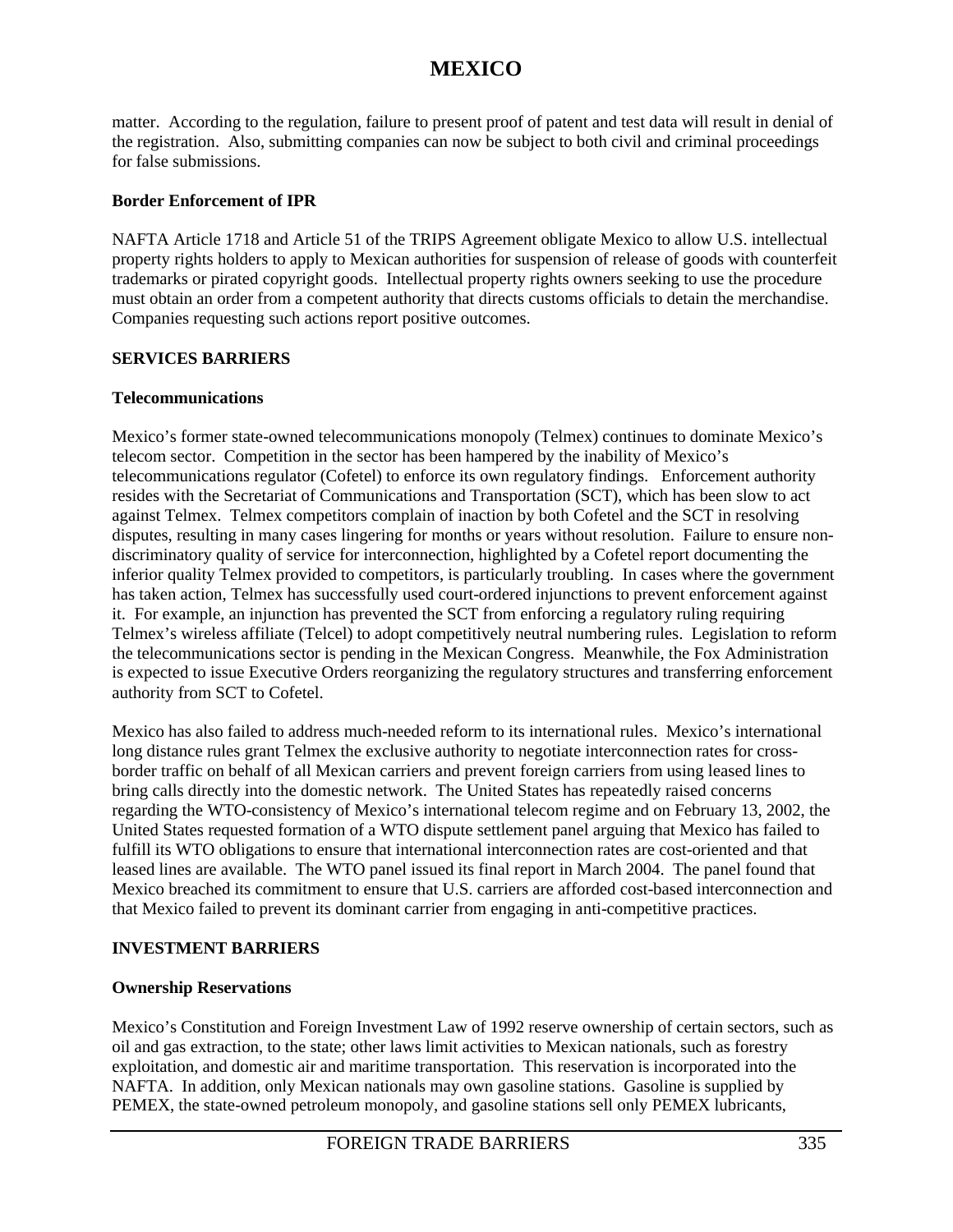matter. According to the regulation, failure to present proof of patent and test data will result in denial of the registration. Also, submitting companies can now be subject to both civil and criminal proceedings for false submissions.

**Border Enforcement of IPR**

NAFTA Article 1718 and Article 51 of the TRIPS Agreement obligate Mexico to allow U.S. intellectual property rights holders to apply to Mexican authorities for suspension of release of goods with counterfeit trademarks or pirated copyright goods. Intellectual property rights owners seeking to use the procedure must obtain an order from a competent authority that directs customs officials to detain the merchandise. Companies requesting such actions report positive outcomes.

## SERVICES BARRIERS

**Telecommunications**

Mexico's former state-owned telecommunications monopoly (Telmex) continues to dominate Mexico's telecom sector. Competition in the sector has been hampered by the inability of Mexico's telecommunications regulator (Cofetel) to enforce its own regulatory findings. Enforcement authority resides with the Secretariat of Communications and Transportation (SCT), which has been slow to act against Telmex. Telmex competitors complain of inaction by both Cofetel and the SCT in resolving disputes, resulting in many cases lingering for months or years without resolution. Failure to ensure non-discriminatory quality of service for interconnection, highlighted by a Cofetel report documenting the inferior quality Telmex provided to competitors, is particularly troubling. In cases where the government has taken action, Telmex has successfully used court-ordered injunctions to prevent enforcement against it. For example, an injunction has prevented the SCT from enforcing a regulatory ruling requiring Telmex's wireless affiliate (Telcel) to adopt competitively neutral numbering rules. Legislation to reform the telecommunications sector is pending in the Mexican Congress. Meanwhile, the Fox Administration is expected to issue Executive Orders reorganizing the regulatory structures and transferring enforcement authority from SCT to Cofetel.

Mexico has also failed to address much-needed reform to its international rules. Mexico's international long distance rules grant Telmex the exclusive authority to negotiate interconnection rates for cross-border traffic on behalf of all Mexican carriers and prevent foreign carriers from using leased lines to bring calls directly into the domestic network. The United States has repeatedly raised concerns regarding the WTO-consistency of Mexico's international telecom regime and on February 13, 2002, the United States requested formation of a WTO dispute settlement panel arguing that Mexico has failed to fulfill its WTO obligations to ensure that international interconnection rates are cost-oriented and that leased lines are available. The WTO panel issued its final report in March 2004. The panel found that Mexico breached its commitment to ensure that U.S. carriers are afforded cost-based interconnection and that Mexico failed to prevent its dominant carrier from engaging in anti-competitive practices.

## INVESTMENT BARRIERS

**Ownership Reservations**

Mexico's Constitution and Foreign Investment Law of 1992 reserve ownership of certain sectors, such as oil and gas extraction, to the state; other laws limit activities to Mexican nationals, such as forestry exploitation, and domestic air and maritime transportation. This reservation is incorporated into the NAFTA. In addition, only Mexican nationals may own gasoline stations. Gasoline is supplied by PEMEX, the state-owned petroleum monopoly, and gasoline stations sell only PEMEX lubricants,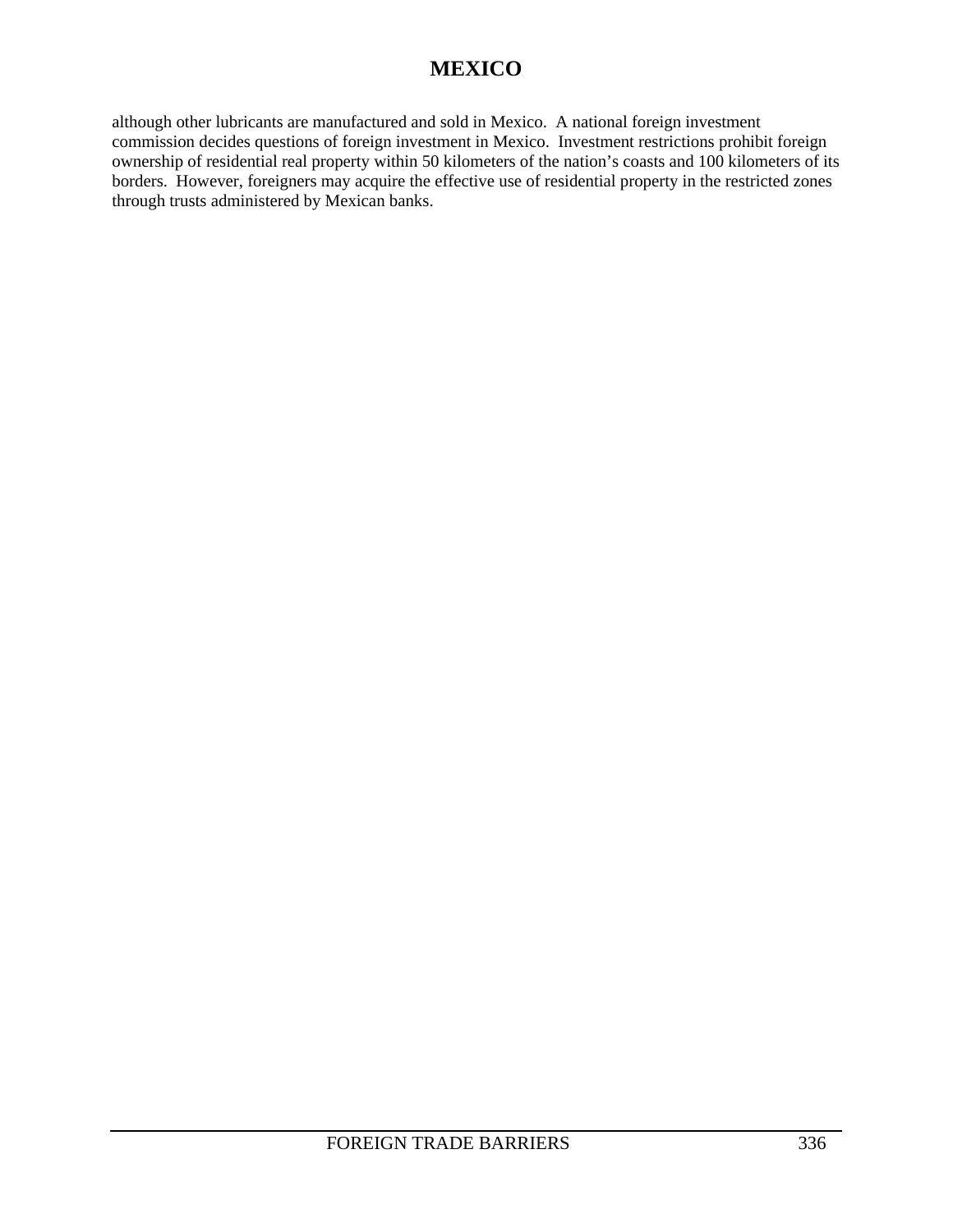although other lubricants are manufactured and sold in Mexico. A national foreign investment commission decides questions of foreign investment in Mexico. Investment restrictions prohibit foreign ownership of residential real property within 50 kilometers of the nation's coasts and 100 kilometers of its borders. However, foreigners may acquire the effective use of residential property in the restricted zones through trusts administered by Mexican banks.